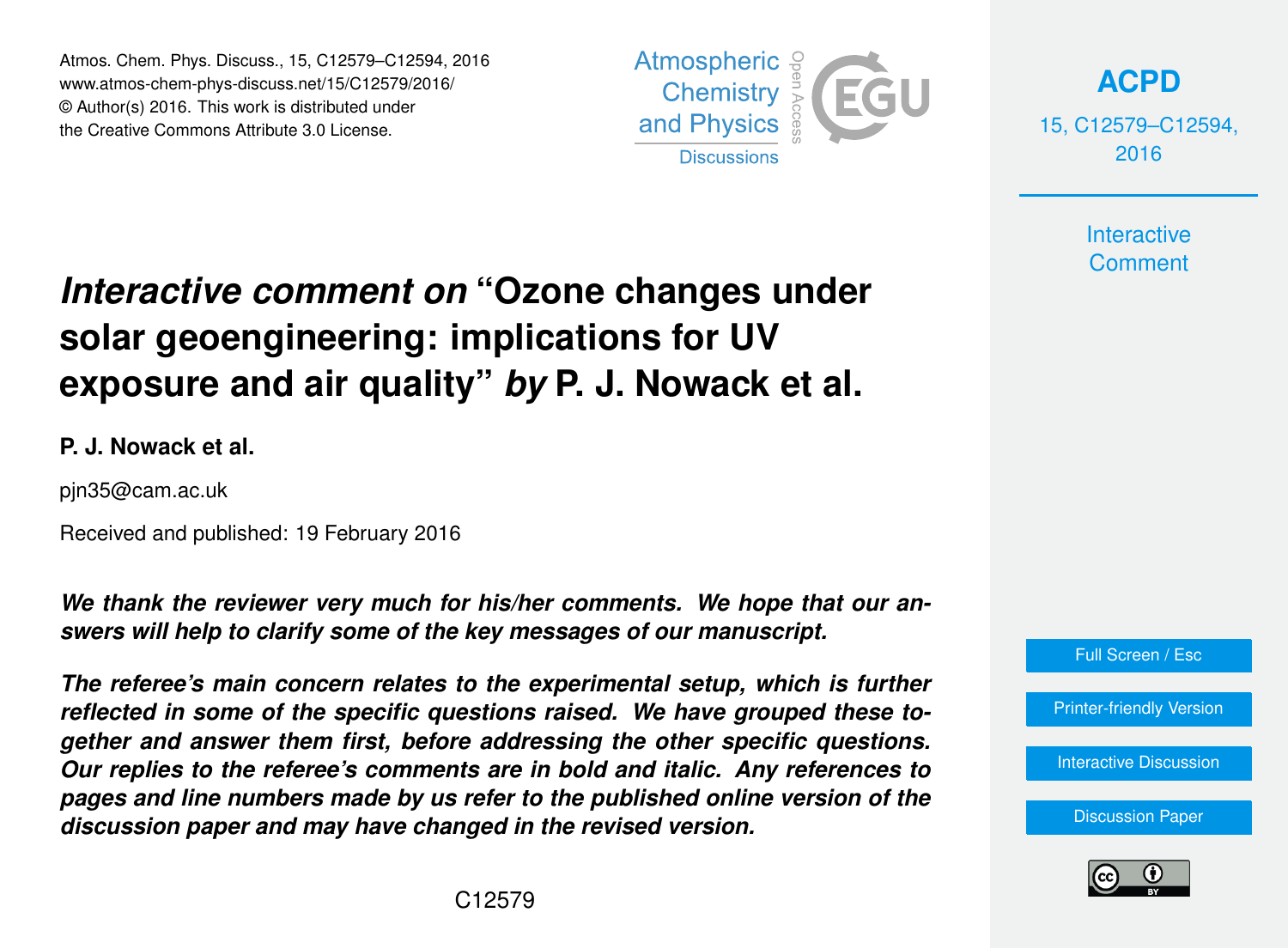# *Interactive comment on* "Ozone changes under solar geoengineering: implications for UV exposure and air quality" *by* P. J. Nowack et al.

**P. J. Nowack et al.**

pjn35@cam.ac.uk

Received and published: 19 February 2016

***We thank the reviewer very much for his/her comments. We hope that our answers will help to clarify some of the key messages of our manuscript.***

***The referee's main concern relates to the experimental setup, which is further reflected in some of the specific questions raised. We have grouped these together and answer them first, before addressing the other specific questions. Our replies to the referee's comments are in bold and italic. Any references to pages and line numbers made by us refer to the published online version of the discussion paper and may have changed in the revised version.***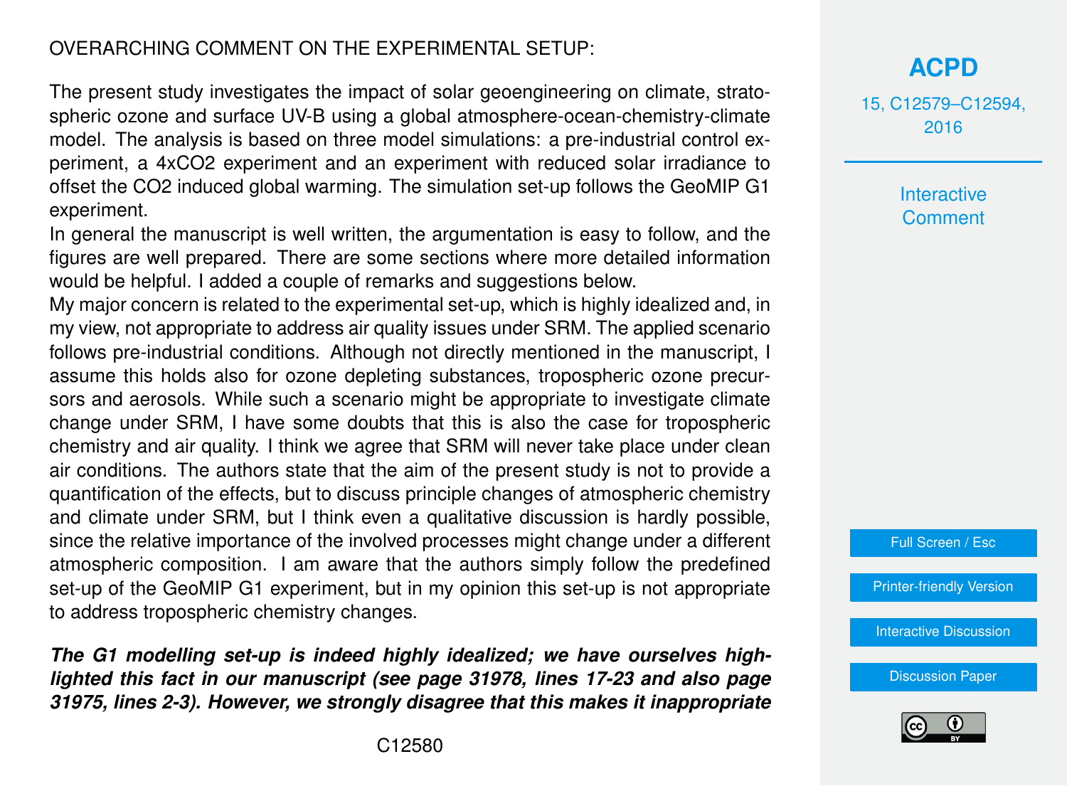OVERARCHING COMMENT ON THE EXPERIMENTAL SETUP:

The present study investigates the impact of solar geoengineering on climate, stratospheric ozone and surface UV-B using a global atmosphere-ocean-chemistry-climate model. The analysis is based on three model simulations: a pre-industrial control experiment, a 4x$CO_2$ experiment and an experiment with reduced solar irradiance to offset the $CO_2$ induced global warming. The simulation set-up follows the GeoMIP G1 experiment.

In general the manuscript is well written, the argumentation is easy to follow, and the figures are well prepared. There are some sections where more detailed information would be helpful. I added a couple of remarks and suggestions below.

My major concern is related to the experimental set-up, which is highly idealized and, in my view, not appropriate to address air quality issues under SRM. The applied scenario follows pre-industrial conditions. Although not directly mentioned in the manuscript, I assume this holds also for ozone depleting substances, tropospheric ozone precursors and aerosols. While such a scenario might be appropriate to investigate climate change under SRM, I have some doubts that this is also the case for tropospheric chemistry and air quality. I think we agree that SRM will never take place under clean air conditions. The authors state that the aim of the present study is not to provide a quantification of the effects, but to discuss principle changes of atmospheric chemistry and climate under SRM, but I think even a qualitative discussion is hardly possible, since the relative importance of the involved processes might change under a different atmospheric composition. I am aware that the authors simply follow the predefined set-up of the GeoMIP G1 experiment, but in my opinion this set-up is not appropriate to address tropospheric chemistry changes.

***The G1 modelling set-up is indeed highly idealized; we have ourselves highlighted this fact in our manuscript (see page 31978, lines 17-23 and also page 31975, lines 2-3). However, we strongly disagree that this makes it inappropriate***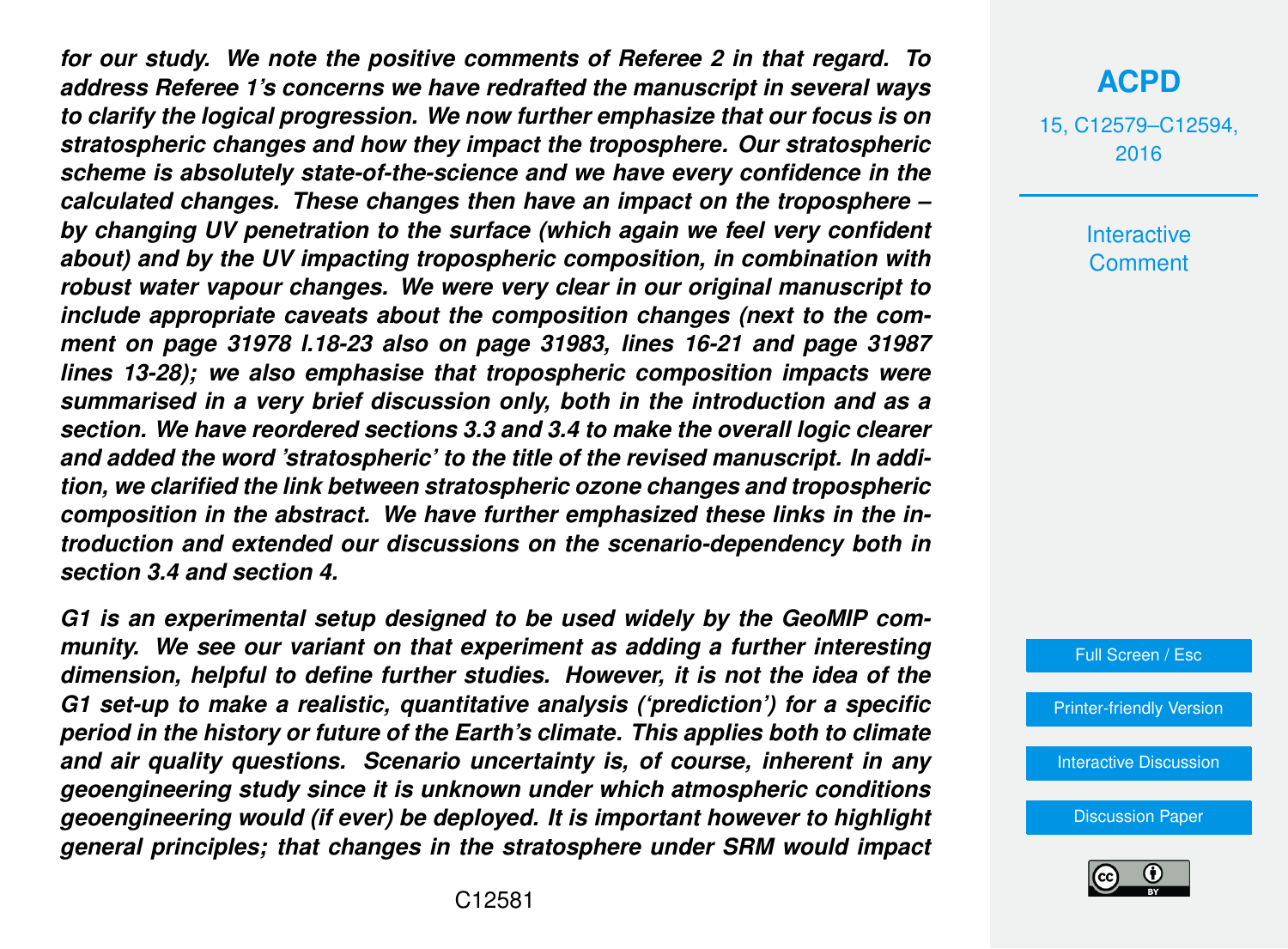***for our study. We note the positive comments of Referee 2 in that regard. To address Referee 1's concerns we have redrafted the manuscript in several ways to clarify the logical progression. We now further emphasize that our focus is on stratospheric changes and how they impact the troposphere. Our stratospheric scheme is absolutely state-of-the-science and we have every confidence in the calculated changes. These changes then have an impact on the troposphere – by changing UV penetration to the surface (which again we feel very confident about) and by the UV impacting tropospheric composition, in combination with robust water vapour changes. We were very clear in our original manuscript to include appropriate caveats about the composition changes (next to the comment on page 31978 l.18-23 also on page 31983, lines 16-21 and page 31987 lines 13-28); we also emphasise that tropospheric composition impacts were summarised in a very brief discussion only, both in the introduction and as a section. We have reordered sections 3.3 and 3.4 to make the overall logic clearer and added the word 'stratospheric' to the title of the revised manuscript. In addition, we clarified the link between stratospheric ozone changes and tropospheric composition in the abstract. We have further emphasized these links in the introduction and extended our discussions on the scenario-dependency both in section 3.4 and section 4.***

***G1 is an experimental setup designed to be used widely by the GeoMIP community. We see our variant on that experiment as adding a further interesting dimension, helpful to define further studies. However, it is not the idea of the G1 set-up to make a realistic, quantitative analysis ('prediction') for a specific period in the history or future of the Earth's climate. This applies both to climate and air quality questions. Scenario uncertainty is, of course, inherent in any geoengineering study since it is unknown under which atmospheric conditions geoengineering would (if ever) be deployed. It is important however to highlight general principles; that changes in the stratosphere under SRM would impact***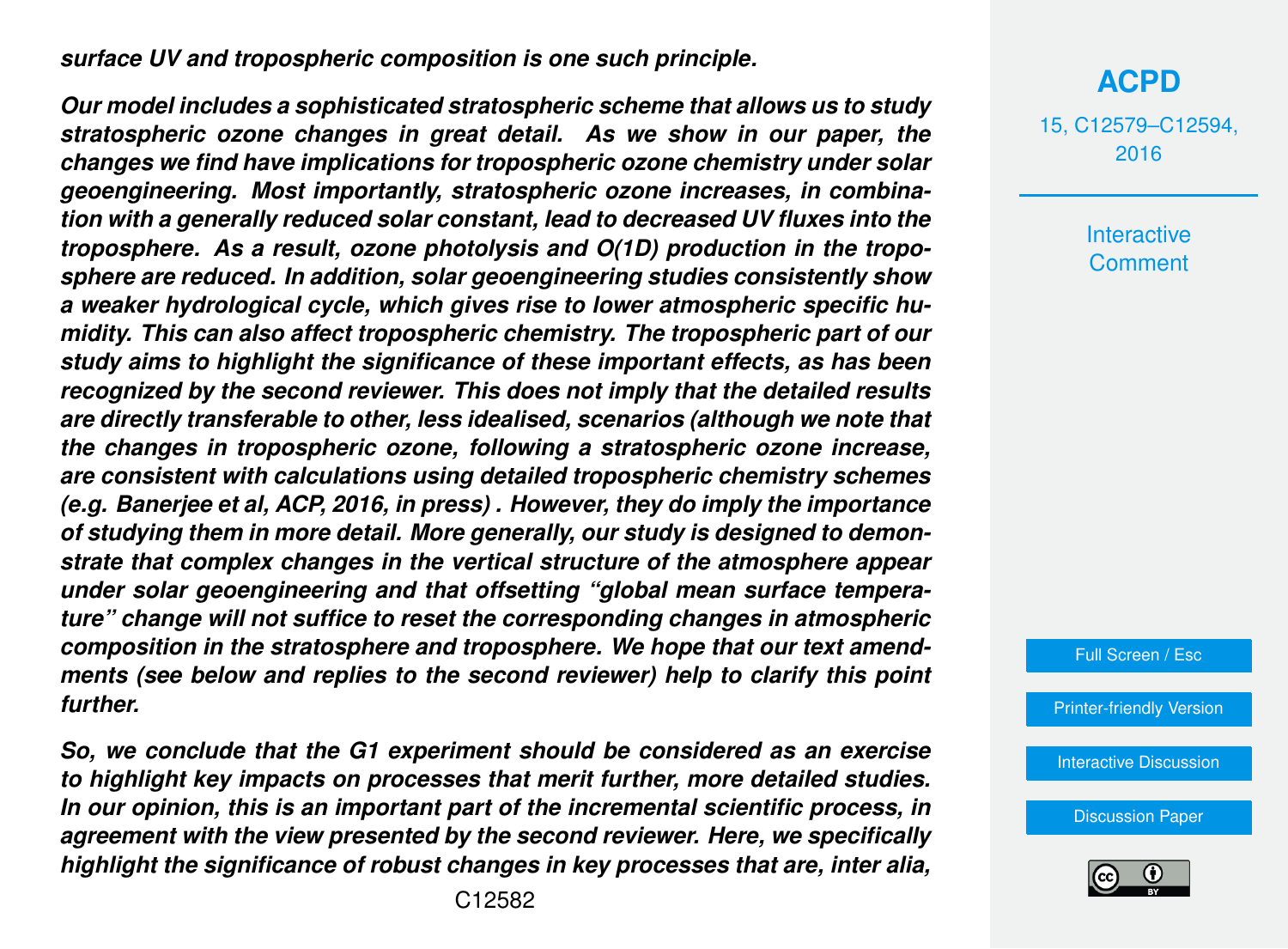***surface UV and tropospheric composition is one such principle.***

***Our model includes a sophisticated stratospheric scheme that allows us to study stratospheric ozone changes in great detail. As we show in our paper, the changes we find have implications for tropospheric ozone chemistry under solar geoengineering. Most importantly, stratospheric ozone increases, in combination with a generally reduced solar constant, lead to decreased UV fluxes into the troposphere. As a result, ozone photolysis and O(1D) production in the troposphere are reduced. In addition, solar geoengineering studies consistently show a weaker hydrological cycle, which gives rise to lower atmospheric specific humidity. This can also affect tropospheric chemistry. The tropospheric part of our study aims to highlight the significance of these important effects, as has been recognized by the second reviewer. This does not imply that the detailed results are directly transferable to other, less idealised, scenarios (although we note that the changes in tropospheric ozone, following a stratospheric ozone increase, are consistent with calculations using detailed tropospheric chemistry schemes (e.g. Banerjee et al, ACP, 2016, in press) . However, they do imply the importance of studying them in more detail. More generally, our study is designed to demonstrate that complex changes in the vertical structure of the atmosphere appear under solar geoengineering and that offsetting "global mean surface temperature" change will not suffice to reset the corresponding changes in atmospheric composition in the stratosphere and troposphere. We hope that our text amendments (see below and replies to the second reviewer) help to clarify this point further.***

***So, we conclude that the G1 experiment should be considered as an exercise to highlight key impacts on processes that merit further, more detailed studies. In our opinion, this is an important part of the incremental scientific process, in agreement with the view presented by the second reviewer. Here, we specifically highlight the significance of robust changes in key processes that are, inter alia,***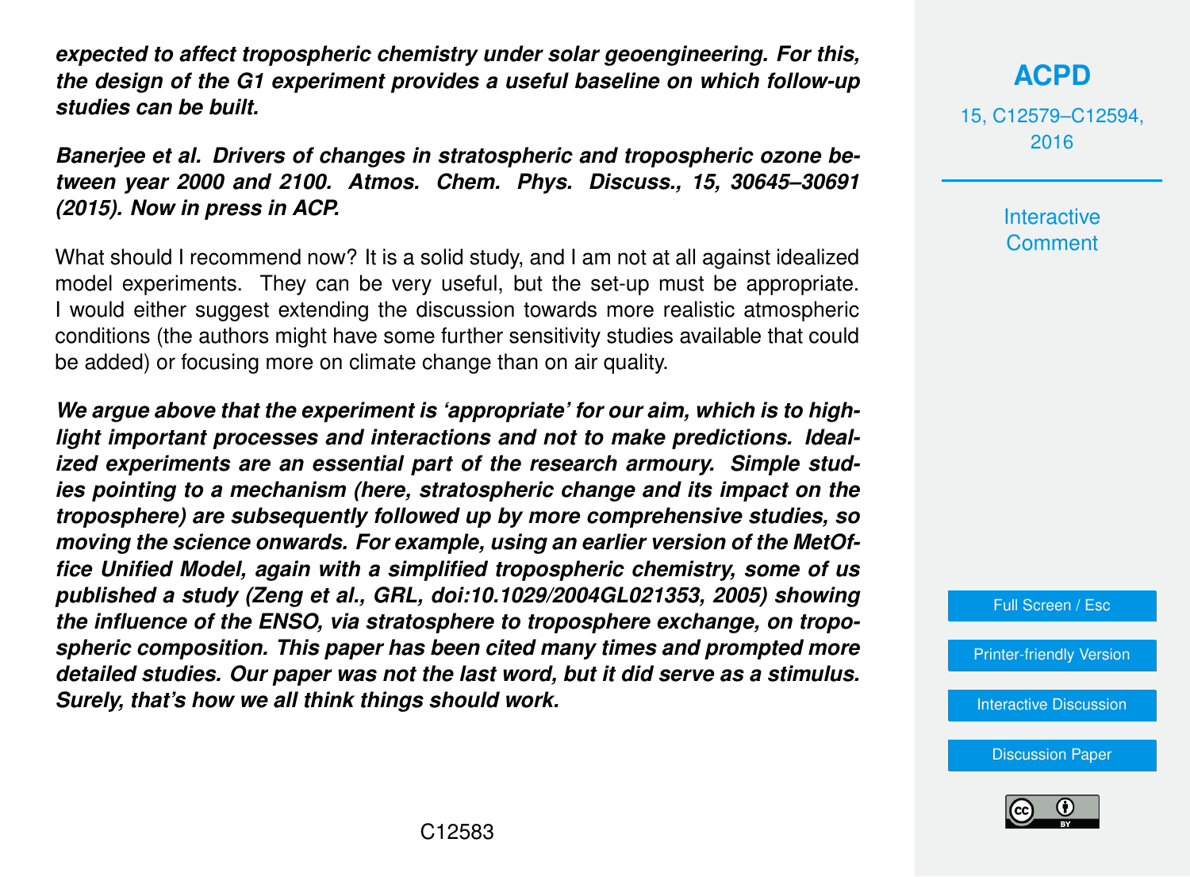***expected to affect tropospheric chemistry under solar geoengineering. For this, the design of the G1 experiment provides a useful baseline on which follow-up studies can be built.***

***Banerjee et al. Drivers of changes in stratospheric and tropospheric ozone between year 2000 and 2100. Atmos. Chem. Phys. Discuss., 15, 30645–30691 (2015). Now in press in ACP.***

What should I recommend now? It is a solid study, and I am not at all against idealized model experiments. They can be very useful, but the set-up must be appropriate. I would either suggest extending the discussion towards more realistic atmospheric conditions (the authors might have some further sensitivity studies available that could be added) or focusing more on climate change than on air quality.

***We argue above that the experiment is 'appropriate' for our aim, which is to highlight important processes and interactions and not to make predictions. Idealized experiments are an essential part of the research armoury. Simple studies pointing to a mechanism (here, stratospheric change and its impact on the troposphere) are subsequently followed up by more comprehensive studies, so moving the science onwards. For example, using an earlier version of the MetOffice Unified Model, again with a simplified tropospheric chemistry, some of us published a study (Zeng et al., GRL, doi:10.1029/2004GL021353, 2005) showing the influence of the ENSO, via stratosphere to troposphere exchange, on tropospheric composition. This paper has been cited many times and prompted more detailed studies. Our paper was not the last word, but it did serve as a stimulus. Surely, that's how we all think things should work.***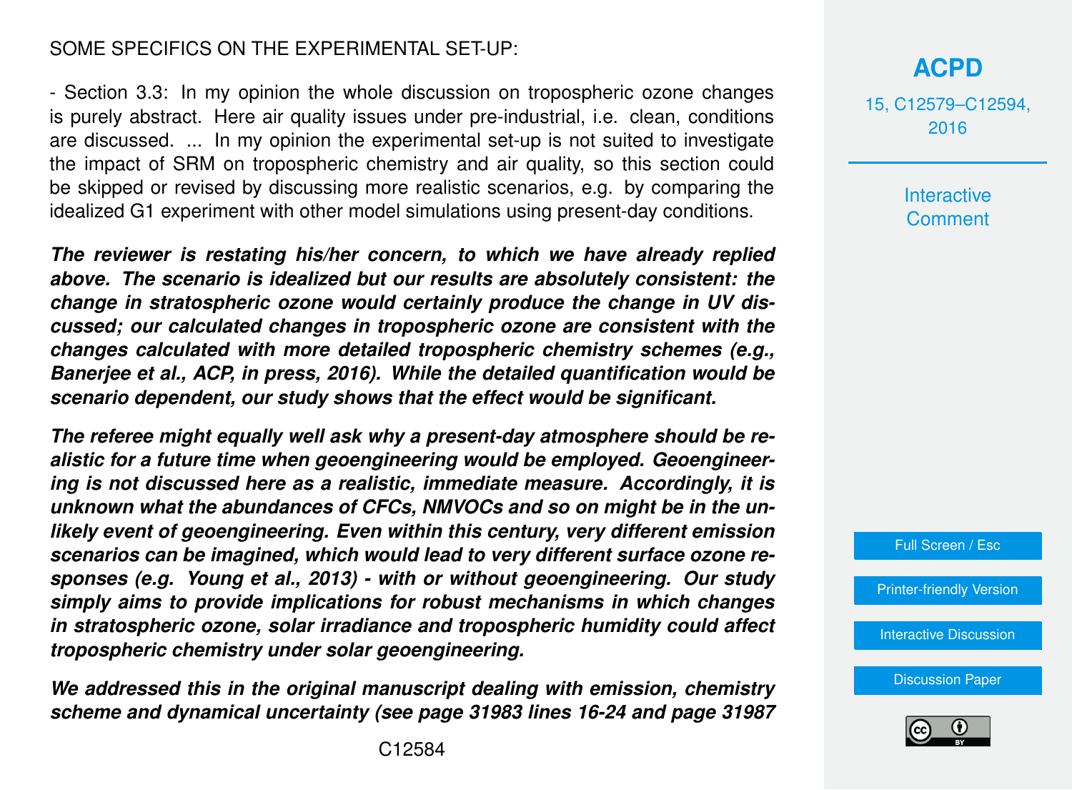SOME SPECIFICS ON THE EXPERIMENTAL SET-UP:

- Section 3.3: In my opinion the whole discussion on tropospheric ozone changes is purely abstract. Here air quality issues under pre-industrial, i.e. clean, conditions are discussed. ... In my opinion the experimental set-up is not suited to investigate the impact of SRM on tropospheric chemistry and air quality, so this section could be skipped or revised by discussing more realistic scenarios, e.g. by comparing the idealized G1 experiment with other model simulations using present-day conditions.

***The reviewer is restating his/her concern, to which we have already replied above. The scenario is idealized but our results are absolutely consistent: the change in stratospheric ozone would certainly produce the change in UV discussed; our calculated changes in tropospheric ozone are consistent with the changes calculated with more detailed tropospheric chemistry schemes (e.g., Banerjee et al., ACP, in press, 2016). While the detailed quantification would be scenario dependent, our study shows that the effect would be significant.***

***The referee might equally well ask why a present-day atmosphere should be realistic for a future time when geoengineering would be employed. Geoengineering is not discussed here as a realistic, immediate measure. Accordingly, it is unknown what the abundances of CFCs, NMVOCs and so on might be in the unlikely event of geoengineering. Even within this century, very different emission scenarios can be imagined, which would lead to very different surface ozone responses (e.g. Young et al., 2013) - with or without geoengineering. Our study simply aims to provide implications for robust mechanisms in which changes in stratospheric ozone, solar irradiance and tropospheric humidity could affect tropospheric chemistry under solar geoengineering.***

***We addressed this in the original manuscript dealing with emission, chemistry scheme and dynamical uncertainty (see page 31983 lines 16-24 and page 31987***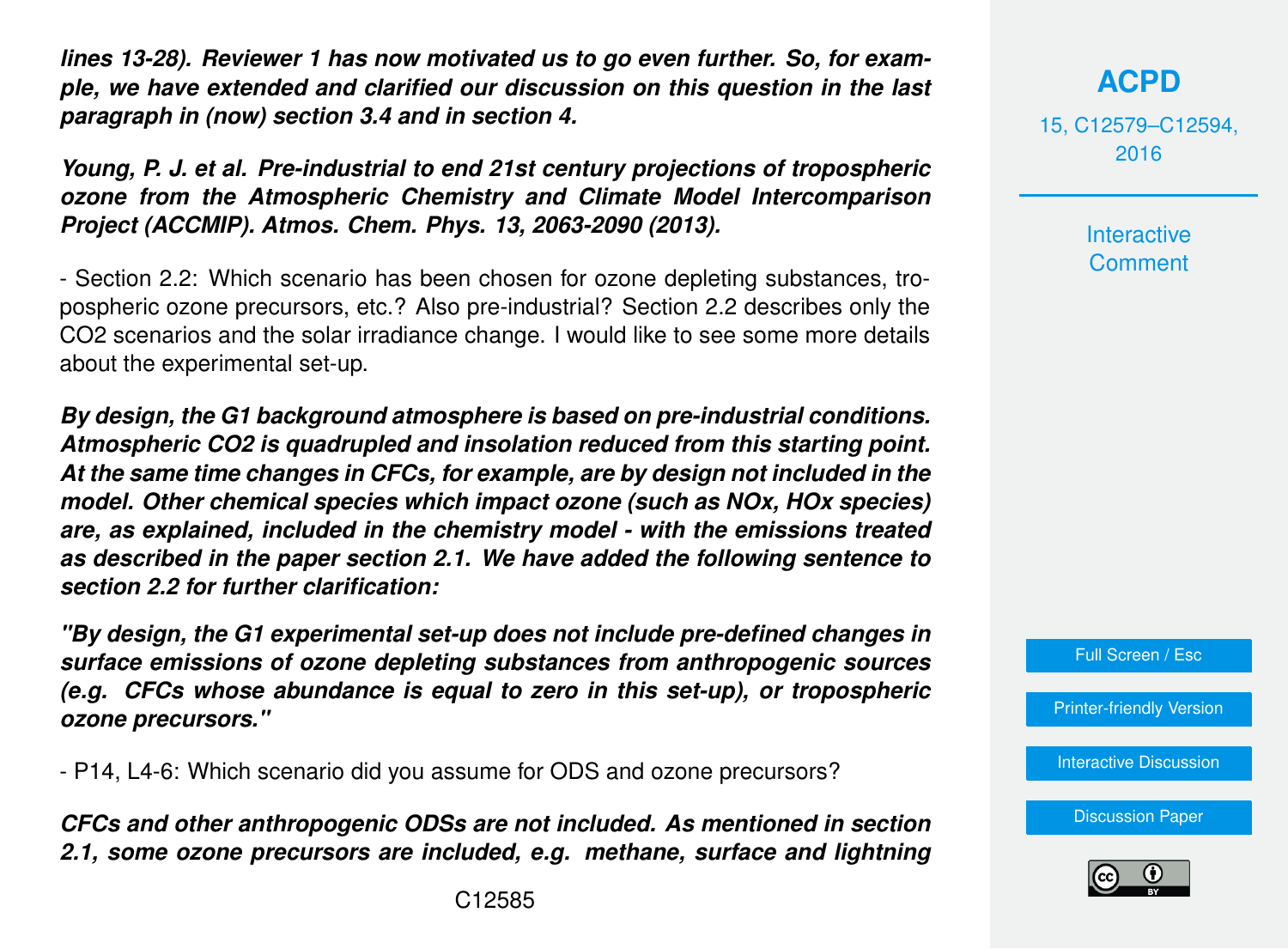***lines 13-28). Reviewer 1 has now motivated us to go even further. So, for example, we have extended and clarified our discussion on this question in the last paragraph in (now) section 3.4 and in section 4.***

***Young, P. J. et al. Pre-industrial to end 21st century projections of tropospheric ozone from the Atmospheric Chemistry and Climate Model Intercomparison Project (ACCMIP). Atmos. Chem. Phys. 13, 2063-2090 (2013).***

- Section 2.2: Which scenario has been chosen for ozone depleting substances, tropospheric ozone precursors, etc.? Also pre-industrial? Section 2.2 describes only the $CO_2$ scenarios and the solar irradiance change. I would like to see some more details about the experimental set-up.

***By design, the G1 background atmosphere is based on pre-industrial conditions. Atmospheric $CO_2$ is quadrupled and insolation reduced from this starting point. At the same time changes in CFCs, for example, are by design not included in the model. Other chemical species which impact ozone (such as NOx, HOx species) are, as explained, included in the chemistry model - with the emissions treated as described in the paper section 2.1. We have added the following sentence to section 2.2 for further clarification:***

***"By design, the G1 experimental set-up does not include pre-defined changes in surface emissions of ozone depleting substances from anthropogenic sources (e.g. CFCs whose abundance is equal to zero in this set-up), or tropospheric ozone precursors."***

- P14, L4-6: Which scenario did you assume for ODS and ozone precursors?

***CFCs and other anthropogenic ODSs are not included. As mentioned in section 2.1, some ozone precursors are included, e.g. methane, surface and lightning***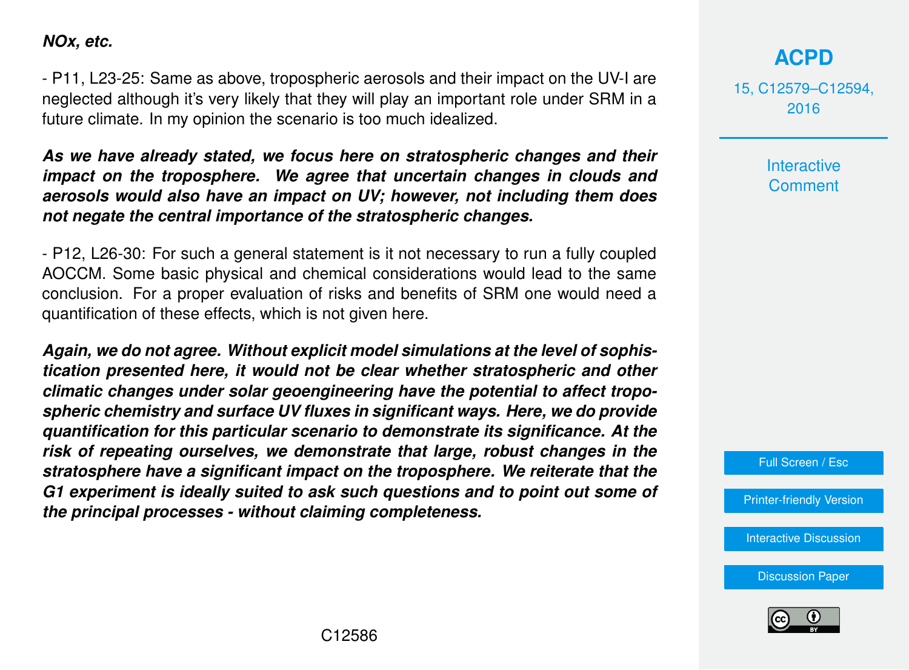***NOx, etc.***

- P11, L23-25: Same as above, tropospheric aerosols and their impact on the UV-I are neglected although it's very likely that they will play an important role under SRM in a future climate. In my opinion the scenario is too much idealized.

***As we have already stated, we focus here on stratospheric changes and their impact on the troposphere. We agree that uncertain changes in clouds and aerosols would also have an impact on UV; however, not including them does not negate the central importance of the stratospheric changes.***

- P12, L26-30: For such a general statement is it not necessary to run a fully coupled AOCCM. Some basic physical and chemical considerations would lead to the same conclusion. For a proper evaluation of risks and benefits of SRM one would need a quantification of these effects, which is not given here.

***Again, we do not agree. Without explicit model simulations at the level of sophistication presented here, it would not be clear whether stratospheric and other climatic changes under solar geoengineering have the potential to affect tropospheric chemistry and surface UV fluxes in significant ways. Here, we do provide quantification for this particular scenario to demonstrate its significance. At the risk of repeating ourselves, we demonstrate that large, robust changes in the stratosphere have a significant impact on the troposphere. We reiterate that the G1 experiment is ideally suited to ask such questions and to point out some of the principal processes - without claiming completeness.***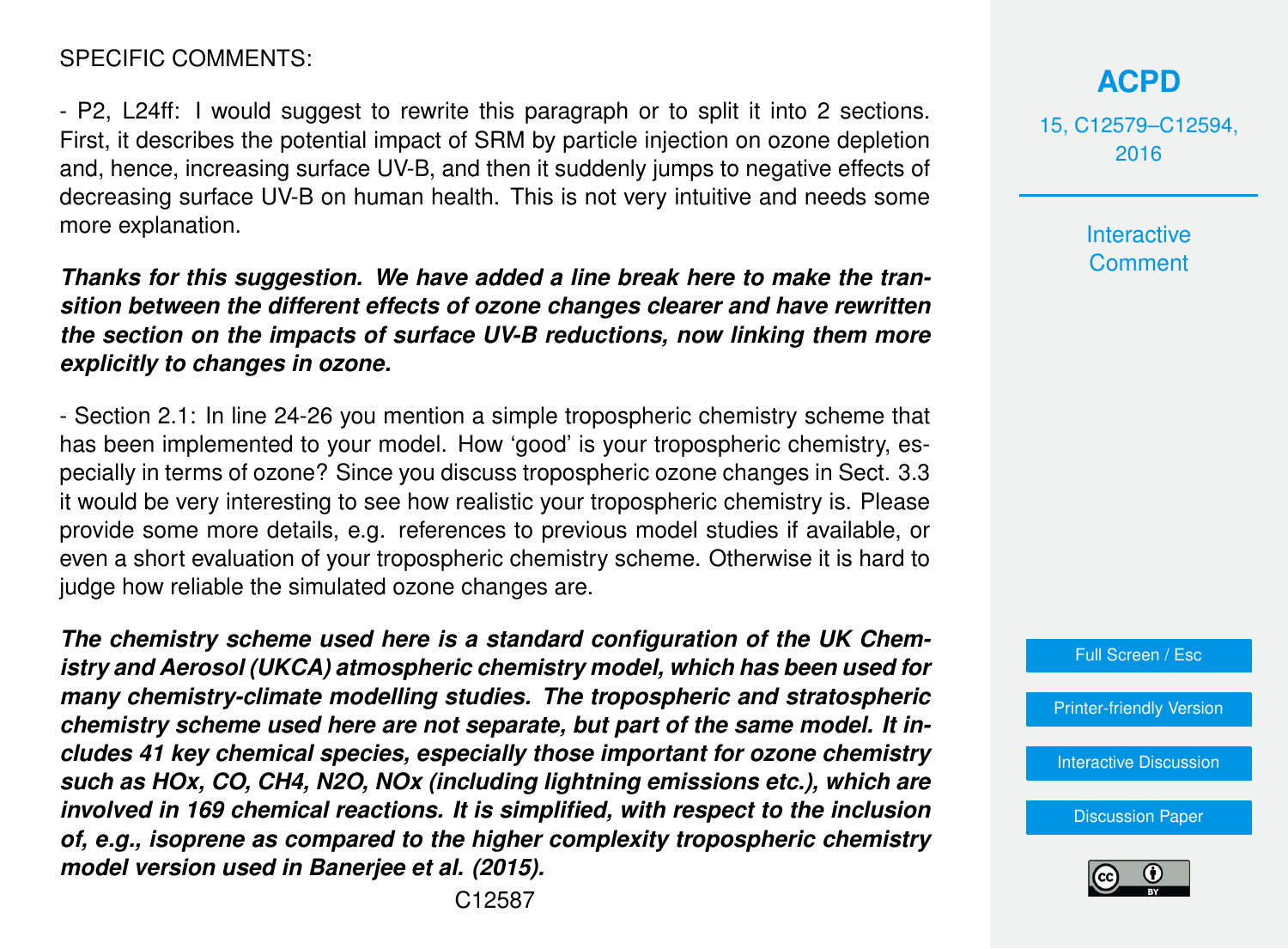SPECIFIC COMMENTS:

- P2, L24ff: I would suggest to rewrite this paragraph or to split it into 2 sections. First, it describes the potential impact of SRM by particle injection on ozone depletion and, hence, increasing surface UV-B, and then it suddenly jumps to negative effects of decreasing surface UV-B on human health. This is not very intuitive and needs some more explanation.

***Thanks for this suggestion. We have added a line break here to make the transition between the different effects of ozone changes clearer and have rewritten the section on the impacts of surface UV-B reductions, now linking them more explicitly to changes in ozone.***

- Section 2.1: In line 24-26 you mention a simple tropospheric chemistry scheme that has been implemented to your model. How 'good' is your tropospheric chemistry, especially in terms of ozone? Since you discuss tropospheric ozone changes in Sect. 3.3 it would be very interesting to see how realistic your tropospheric chemistry is. Please provide some more details, e.g. references to previous model studies if available, or even a short evaluation of your tropospheric chemistry scheme. Otherwise it is hard to judge how reliable the simulated ozone changes are.

***The chemistry scheme used here is a standard configuration of the UK Chemistry and Aerosol (UKCA) atmospheric chemistry model, which has been used for many chemistry-climate modelling studies. The tropospheric and stratospheric chemistry scheme used here are not separate, but part of the same model. It includes 41 key chemical species, especially those important for ozone chemistry such as HOx, CO, CH4, N2O, NOx (including lightning emissions etc.), which are involved in 169 chemical reactions. It is simplified, with respect to the inclusion of, e.g., isoprene as compared to the higher complexity tropospheric chemistry model version used in Banerjee et al. (2015).***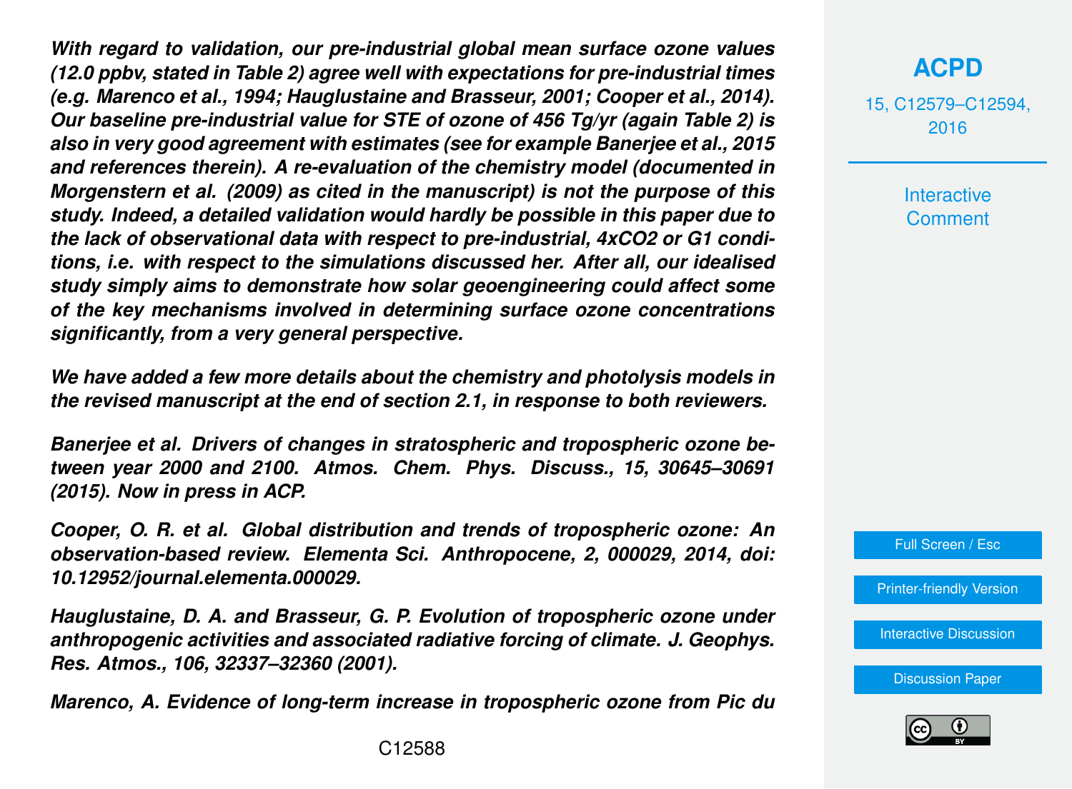***With regard to validation, our pre-industrial global mean surface ozone values (12.0 ppbv, stated in Table 2) agree well with expectations for pre-industrial times (e.g. Marenco et al., 1994; Hauglustaine and Brasseur, 2001; Cooper et al., 2014). Our baseline pre-industrial value for STE of ozone of 456 Tg/yr (again Table 2) is also in very good agreement with estimates (see for example Banerjee et al., 2015 and references therein). A re-evaluation of the chemistry model (documented in Morgenstern et al. (2009) as cited in the manuscript) is not the purpose of this study. Indeed, a detailed validation would hardly be possible in this paper due to the lack of observational data with respect to pre-industrial, 4xCO2 or G1 conditions, i.e. with respect to the simulations discussed her. After all, our idealised study simply aims to demonstrate how solar geoengineering could affect some of the key mechanisms involved in determining surface ozone concentrations significantly, from a very general perspective.***

***We have added a few more details about the chemistry and photolysis models in the revised manuscript at the end of section 2.1, in response to both reviewers.***

***Banerjee et al. Drivers of changes in stratospheric and tropospheric ozone between year 2000 and 2100. Atmos. Chem. Phys. Discuss., 15, 30645–30691 (2015). Now in press in ACP.***

***Cooper, O. R. et al. Global distribution and trends of tropospheric ozone: An observation-based review. Elementa Sci. Anthropocene, 2, 000029, 2014, doi: 10.12952/journal.elementa.000029.***

***Hauglustaine, D. A. and Brasseur, G. P. Evolution of tropospheric ozone under anthropogenic activities and associated radiative forcing of climate. J. Geophys. Res. Atmos., 106, 32337–32360 (2001).***

***Marenco, A. Evidence of long-term increase in tropospheric ozone from Pic du***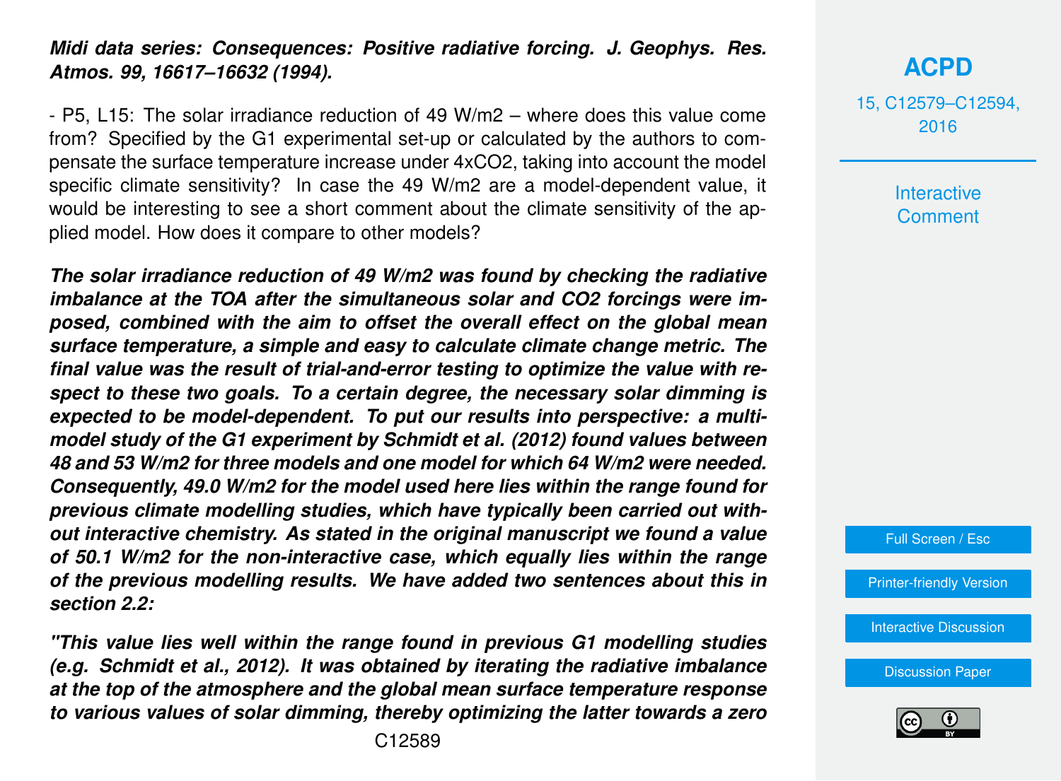***Midi data series: Consequences: Positive radiative forcing. J. Geophys. Res. Atmos. 99, 16617–16632 (1994).***

- P5, L15: The solar irradiance reduction of 49 W/m2 – where does this value come from? Specified by the G1 experimental set-up or calculated by the authors to compensate the surface temperature increase under 4xCO2, taking into account the model specific climate sensitivity? In case the 49 W/m2 are a model-dependent value, it would be interesting to see a short comment about the climate sensitivity of the applied model. How does it compare to other models?

***The solar irradiance reduction of 49 W/m2 was found by checking the radiative imbalance at the TOA after the simultaneous solar and CO2 forcings were imposed, combined with the aim to offset the overall effect on the global mean surface temperature, a simple and easy to calculate climate change metric. The final value was the result of trial-and-error testing to optimize the value with respect to these two goals. To a certain degree, the necessary solar dimming is expected to be model-dependent. To put our results into perspective: a multi-model study of the G1 experiment by Schmidt et al. (2012) found values between 48 and 53 W/m2 for three models and one model for which 64 W/m2 were needed. Consequently, 49.0 W/m2 for the model used here lies within the range found for previous climate modelling studies, which have typically been carried out without interactive chemistry. As stated in the original manuscript we found a value of 50.1 W/m2 for the non-interactive case, which equally lies within the range of the previous modelling results. We have added two sentences about this in section 2.2:***

***"This value lies well within the range found in previous G1 modelling studies (e.g. Schmidt et al., 2012). It was obtained by iterating the radiative imbalance at the top of the atmosphere and the global mean surface temperature response to various values of solar dimming, thereby optimizing the latter towards a zero***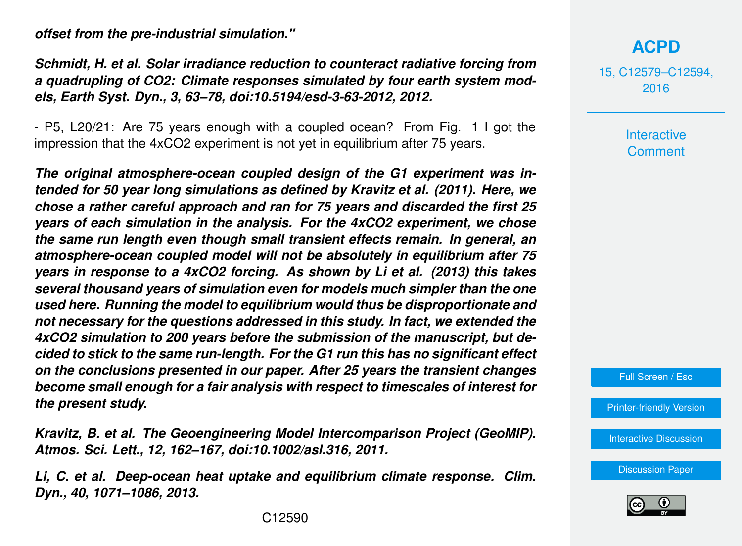***offset from the pre-industrial simulation."***

***Schmidt, H. et al. Solar irradiance reduction to counteract radiative forcing from a quadrupling of CO2: Climate responses simulated by four earth system models, Earth Syst. Dyn., 3, 63–78, doi:10.5194/esd-3-63-2012, 2012.***

- P5, L20/21: Are 75 years enough with a coupled ocean? From Fig. 1 I got the impression that the 4xCO2 experiment is not yet in equilibrium after 75 years.

***The original atmosphere-ocean coupled design of the G1 experiment was intended for 50 year long simulations as defined by Kravitz et al. (2011). Here, we chose a rather careful approach and ran for 75 years and discarded the first 25 years of each simulation in the analysis. For the 4xCO2 experiment, we chose the same run length even though small transient effects remain. In general, an atmosphere-ocean coupled model will not be absolutely in equilibrium after 75 years in response to a 4xCO2 forcing. As shown by Li et al. (2013) this takes several thousand years of simulation even for models much simpler than the one used here. Running the model to equilibrium would thus be disproportionate and not necessary for the questions addressed in this study. In fact, we extended the 4xCO2 simulation to 200 years before the submission of the manuscript, but decided to stick to the same run-length. For the G1 run this has no significant effect on the conclusions presented in our paper. After 25 years the transient changes become small enough for a fair analysis with respect to timescales of interest for the present study.***

***Kravitz, B. et al. The Geoengineering Model Intercomparison Project (GeoMIP). Atmos. Sci. Lett., 12, 162–167, doi:10.1002/asl.316, 2011.***

***Li, C. et al. Deep-ocean heat uptake and equilibrium climate response. Clim. Dyn., 40, 1071–1086, 2013.***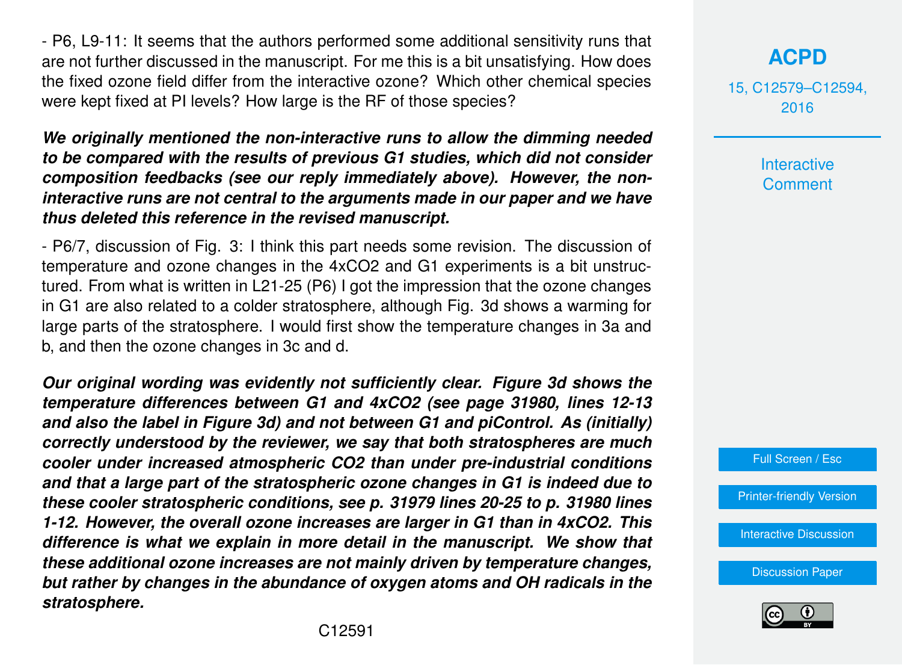- P6, L9-11: It seems that the authors performed some additional sensitivity runs that are not further discussed in the manuscript. For me this is a bit unsatisfying. How does the fixed ozone field differ from the interactive ozone? Which other chemical species were kept fixed at PI levels? How large is the RF of those species?

***We originally mentioned the non-interactive runs to allow the dimming needed to be compared with the results of previous G1 studies, which did not consider composition feedbacks (see our reply immediately above). However, the non-interactive runs are not central to the arguments made in our paper and we have thus deleted this reference in the revised manuscript.***

- P6/7, discussion of Fig. 3: I think this part needs some revision. The discussion of temperature and ozone changes in the 4xCO2 and G1 experiments is a bit unstructured. From what is written in L21-25 (P6) I got the impression that the ozone changes in G1 are also related to a colder stratosphere, although Fig. 3d shows a warming for large parts of the stratosphere. I would first show the temperature changes in 3a and b, and then the ozone changes in 3c and d.

***Our original wording was evidently not sufficiently clear. Figure 3d shows the temperature differences between G1 and 4xCO2 (see page 31980, lines 12-13 and also the label in Figure 3d) and not between G1 and piControl. As (initially) correctly understood by the reviewer, we say that both stratospheres are much cooler under increased atmospheric CO2 than under pre-industrial conditions and that a large part of the stratospheric ozone changes in G1 is indeed due to these cooler stratospheric conditions, see p. 31979 lines 20-25 to p. 31980 lines 1-12. However, the overall ozone increases are larger in G1 than in 4xCO2. This difference is what we explain in more detail in the manuscript. We show that these additional ozone increases are not mainly driven by temperature changes, but rather by changes in the abundance of oxygen atoms and OH radicals in the stratosphere.***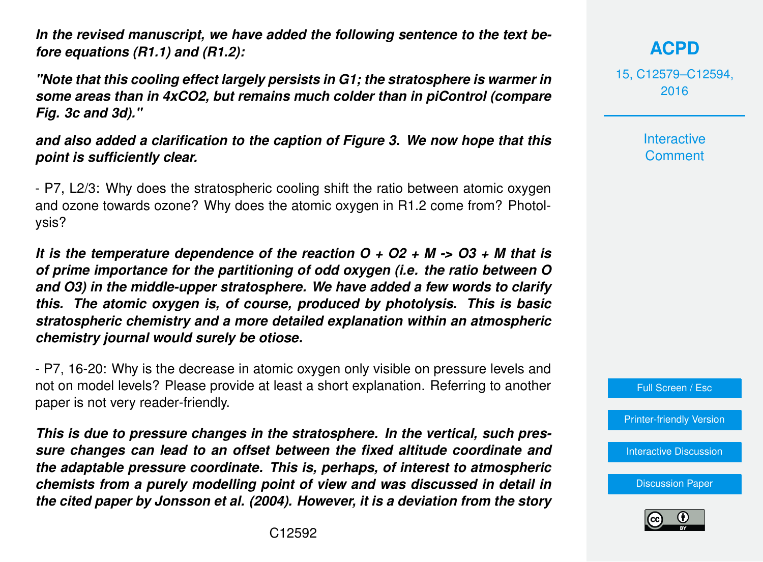***In the revised manuscript, we have added the following sentence to the text before equations (R1.1) and (R1.2):***

***"Note that this cooling effect largely persists in G1; the stratosphere is warmer in some areas than in 4xCO2, but remains much colder than in piControl (compare Fig. 3c and 3d)."***

***and also added a clarification to the caption of Figure 3. We now hope that this point is sufficiently clear.***

- P7, L2/3: Why does the stratospheric cooling shift the ratio between atomic oxygen and ozone towards ozone? Why does the atomic oxygen in R1.2 come from? Photolysis?

***It is the temperature dependence of the reaction $O + O_2 + M \rightarrow O_3 + M$ that is of prime importance for the partitioning of odd oxygen (i.e. the ratio between O and $O_3$) in the middle-upper stratosphere. We have added a few words to clarify this. The atomic oxygen is, of course, produced by photolysis. This is basic stratospheric chemistry and a more detailed explanation within an atmospheric chemistry journal would surely be otiose.***

- P7, 16-20: Why is the decrease in atomic oxygen only visible on pressure levels and not on model levels? Please provide at least a short explanation. Referring to another paper is not very reader-friendly.

***This is due to pressure changes in the stratosphere. In the vertical, such pressure changes can lead to an offset between the fixed altitude coordinate and the adaptable pressure coordinate. This is, perhaps, of interest to atmospheric chemists from a purely modelling point of view and was discussed in detail in the cited paper by Jonsson et al. (2004). However, it is a deviation from the story***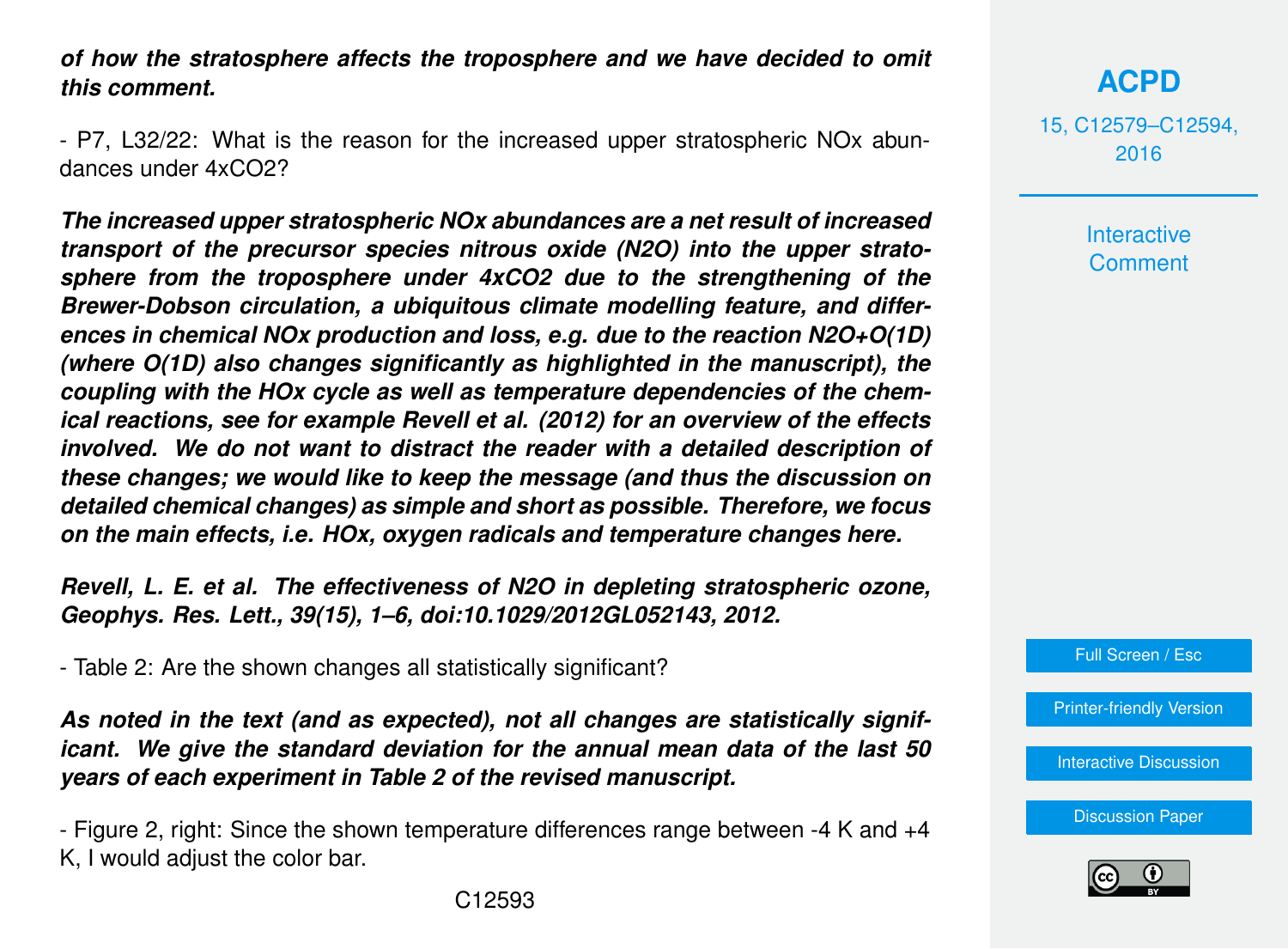***of how the stratosphere affects the troposphere and we have decided to omit this comment.***

- P7, L32/22: What is the reason for the increased upper stratospheric NOx abundances under 4xCO2?

***The increased upper stratospheric NOx abundances are a net result of increased transport of the precursor species nitrous oxide (N2O) into the upper stratosphere from the troposphere under 4xCO2 due to the strengthening of the Brewer-Dobson circulation, a ubiquitous climate modelling feature, and differences in chemical NOx production and loss, e.g. due to the reaction N2O+O(1D) (where O(1D) also changes significantly as highlighted in the manuscript), the coupling with the HOx cycle as well as temperature dependencies of the chemical reactions, see for example Revell et al. (2012) for an overview of the effects involved. We do not want to distract the reader with a detailed description of these changes; we would like to keep the message (and thus the discussion on detailed chemical changes) as simple and short as possible. Therefore, we focus on the main effects, i.e. HOx, oxygen radicals and temperature changes here.***

***Revell, L. E. et al. The effectiveness of N2O in depleting stratospheric ozone, Geophys. Res. Lett., 39(15), 1–6, doi:10.1029/2012GL052143, 2012.***

- Table 2: Are the shown changes all statistically significant?

***As noted in the text (and as expected), not all changes are statistically significant. We give the standard deviation for the annual mean data of the last 50 years of each experiment in Table 2 of the revised manuscript.***

- Figure 2, right: Since the shown temperature differences range between -4 K and +4 K, I would adjust the color bar.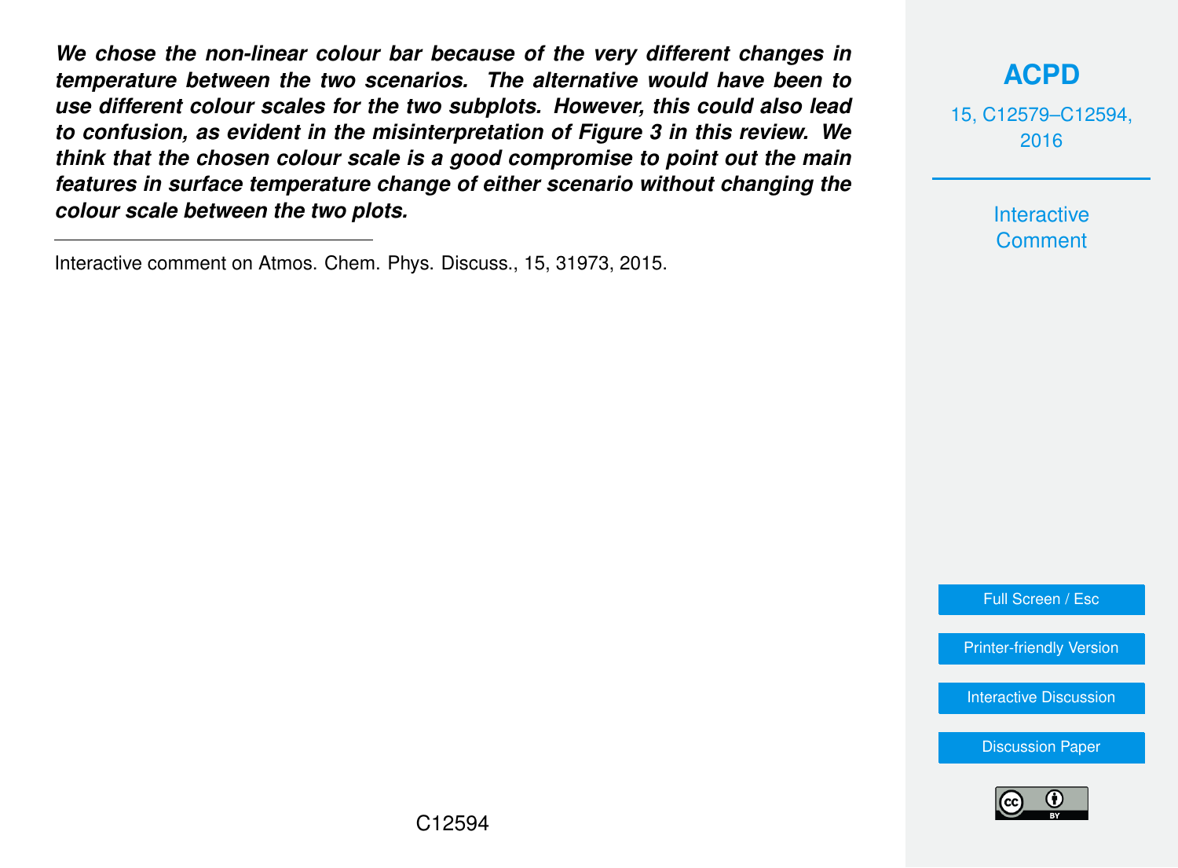***We chose the non-linear colour bar because of the very different changes in temperature between the two scenarios. The alternative would have been to use different colour scales for the two subplots. However, this could also lead to confusion, as evident in the misinterpretation of Figure 3 in this review. We think that the chosen colour scale is a good compromise to point out the main features in surface temperature change of either scenario without changing the colour scale between the two plots.***

---

Interactive comment on Atmos. Chem. Phys. Discuss., 15, 31973, 2015.